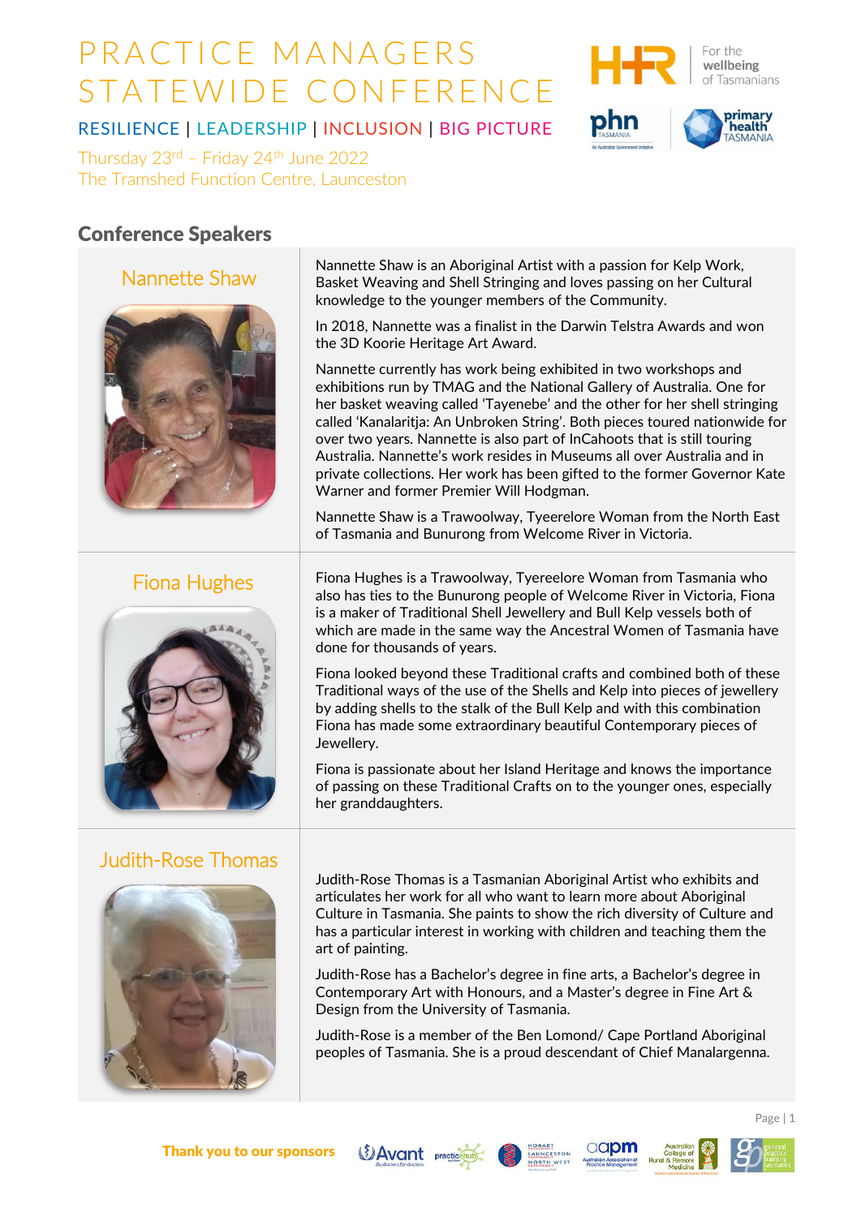# PRACTICE MANAGERS STATEWIDE CONFERENCE

RESILIENCE | LEADERSHIP | INCLUSION | BIG PICTURE

Thursday 23rd – Friday 24th June 2022
The Tramshed Function Centre, Launceston

For the wellbeing of Tasmanians

## Conference Speakers

### Nannette Shaw

Nannette Shaw is an Aboriginal Artist with a passion for Kelp Work, Basket Weaving and Shell Stringing and loves passing on her Cultural knowledge to the younger members of the Community.

In 2018, Nannette was a finalist in the Darwin Telstra Awards and won the 3D Koorie Heritage Art Award.

Nannette currently has work being exhibited in two workshops and exhibitions run by TMAG and the National Gallery of Australia. One for her basket weaving called 'Tayenebe' and the other for her shell stringing called 'Kanalaritja: An Unbroken String'. Both pieces toured nationwide for over two years. Nannette is also part of InCahoots that is still touring Australia. Nannette's work resides in Museums all over Australia and in private collections. Her work has been gifted to the former Governor Kate Warner and former Premier Will Hodgman.

Nannette Shaw is a Trawoolway, Tyeerelore Woman from the North East of Tasmania and Bunurong from Welcome River in Victoria.

### Fiona Hughes

Fiona Hughes is a Trawoolway, Tyereelore Woman from Tasmania who also has ties to the Bunurong people of Welcome River in Victoria, Fiona is a maker of Traditional Shell Jewellery and Bull Kelp vessels both of which are made in the same way the Ancestral Women of Tasmania have done for thousands of years.

Fiona looked beyond these Traditional crafts and combined both of these Traditional ways of the use of the Shells and Kelp into pieces of jewellery by adding shells to the stalk of the Bull Kelp and with this combination Fiona has made some extraordinary beautiful Contemporary pieces of Jewellery.

Fiona is passionate about her Island Heritage and knows the importance of passing on these Traditional Crafts on to the younger ones, especially her granddaughters.

### Judith-Rose Thomas

Judith-Rose Thomas is a Tasmanian Aboriginal Artist who exhibits and articulates her work for all who want to learn more about Aboriginal Culture in Tasmania. She paints to show the rich diversity of Culture and has a particular interest in working with children and teaching them the art of painting.

Judith-Rose has a Bachelor's degree in fine arts, a Bachelor's degree in Contemporary Art with Honours, and a Master's degree in Fine Art & Design from the University of Tasmania.

Judith-Rose is a member of the Ben Lomond/ Cape Portland Aboriginal peoples of Tasmania. She is a proud descendant of Chief Manalargenna.

**Thank you to our sponsors**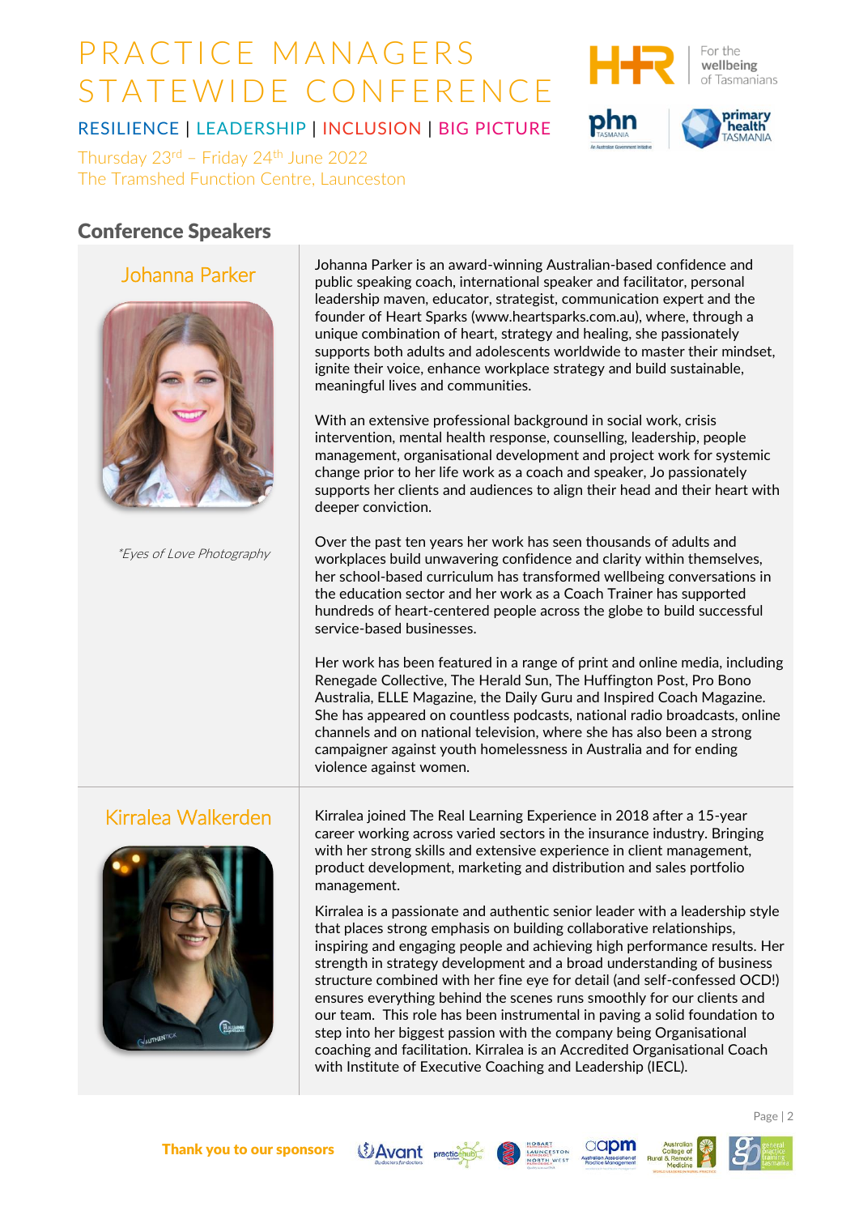# PRACTICE MANAGERS STATEWIDE CONFERENCE

RESILIENCE | LEADERSHIP | INCLUSION | BIG PICTURE

Thursday 23rd – Friday 24th June 2022
The Tramshed Function Centre, Launceston

## Conference Speakers

### Johanna Parker

*Eyes of Love Photography

Johanna Parker is an award-winning Australian-based confidence and public speaking coach, international speaker and facilitator, personal leadership maven, educator, strategist, communication expert and the founder of Heart Sparks (www.heartsparks.com.au), where, through a unique combination of heart, strategy and healing, she passionately supports both adults and adolescents worldwide to master their mindset, ignite their voice, enhance workplace strategy and build sustainable, meaningful lives and communities.

With an extensive professional background in social work, crisis intervention, mental health response, counselling, leadership, people management, organisational development and project work for systemic change prior to her life work as a coach and speaker, Jo passionately supports her clients and audiences to align their head and their heart with deeper conviction.

Over the past ten years her work has seen thousands of adults and workplaces build unwavering confidence and clarity within themselves, her school-based curriculum has transformed wellbeing conversations in the education sector and her work as a Coach Trainer has supported hundreds of heart-centered people across the globe to build successful service-based businesses.

Her work has been featured in a range of print and online media, including Renegade Collective, The Herald Sun, The Huffington Post, Pro Bono Australia, ELLE Magazine, the Daily Guru and Inspired Coach Magazine. She has appeared on countless podcasts, national radio broadcasts, online channels and on national television, where she has also been a strong campaigner against youth homelessness in Australia and for ending violence against women.

### Kirralea Walkerden

Kirralea joined The Real Learning Experience in 2018 after a 15-year career working across varied sectors in the insurance industry. Bringing with her strong skills and extensive experience in client management, product development, marketing and distribution and sales portfolio management.

Kirralea is a passionate and authentic senior leader with a leadership style that places strong emphasis on building collaborative relationships, inspiring and engaging people and achieving high performance results. Her strength in strategy development and a broad understanding of business structure combined with her fine eye for detail (and self-confessed OCD!) ensures everything behind the scenes runs smoothly for our clients and our team. This role has been instrumental in paving a solid foundation to step into her biggest passion with the company being Organisational coaching and facilitation. Kirralea is an Accredited Organisational Coach with Institute of Executive Coaching and Leadership (IECL).

**Thank you to our sponsors**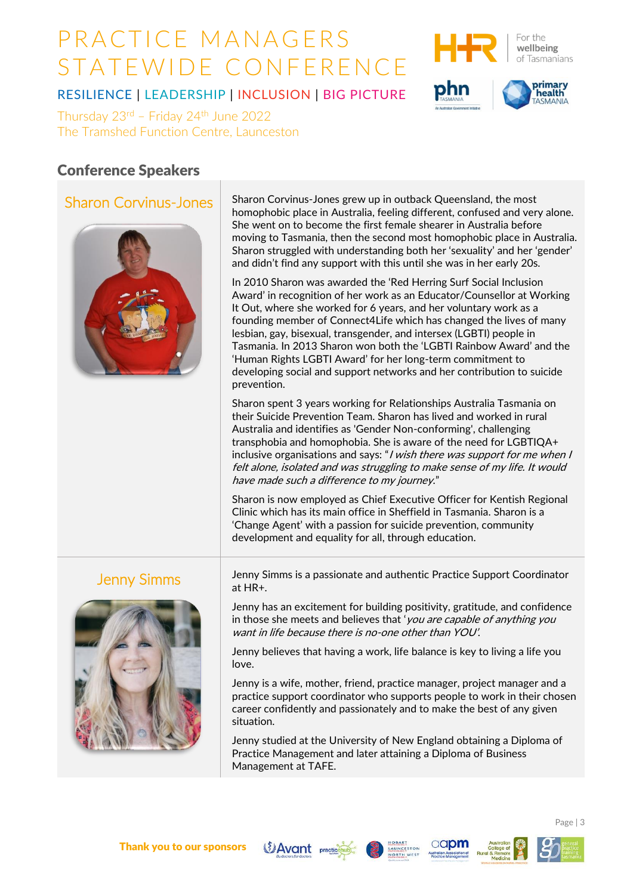# PRACTICE MANAGERS STATEWIDE CONFERENCE

RESILIENCE | LEADERSHIP | INCLUSION | BIG PICTURE

Thursday 23rd – Friday 24th June 2022
The Tramshed Function Centre, Launceston

## Conference Speakers

### Sharon Corvinus-Jones

Sharon Corvinus-Jones grew up in outback Queensland, the most homophobic place in Australia, feeling different, confused and very alone. She went on to become the first female shearer in Australia before moving to Tasmania, then the second most homophobic place in Australia. Sharon struggled with understanding both her 'sexuality' and her 'gender' and didn't find any support with this until she was in her early 20s.

In 2010 Sharon was awarded the 'Red Herring Surf Social Inclusion Award' in recognition of her work as an Educator/Counsellor at Working It Out, where she worked for 6 years, and her voluntary work as a founding member of Connect4Life which has changed the lives of many lesbian, gay, bisexual, transgender, and intersex (LGBTI) people in Tasmania. In 2013 Sharon won both the 'LGBTI Rainbow Award' and the 'Human Rights LGBTI Award' for her long-term commitment to developing social and support networks and her contribution to suicide prevention.

Sharon spent 3 years working for Relationships Australia Tasmania on their Suicide Prevention Team. Sharon has lived and worked in rural Australia and identifies as 'Gender Non-conforming', challenging transphobia and homophobia. She is aware of the need for LGBTIQA+ inclusive organisations and says: "*I wish there was support for me when I felt alone, isolated and was struggling to make sense of my life. It would have made such a difference to my journey.*"

Sharon is now employed as Chief Executive Officer for Kentish Regional Clinic which has its main office in Sheffield in Tasmania. Sharon is a 'Change Agent' with a passion for suicide prevention, community development and equality for all, through education.

### Jenny Simms

Jenny Simms is a passionate and authentic Practice Support Coordinator at HR+.

Jenny has an excitement for building positivity, gratitude, and confidence in those she meets and believes that '*you are capable of anything you want in life because there is no-one other than YOU*'.

Jenny believes that having a work, life balance is key to living a life you love.

Jenny is a wife, mother, friend, practice manager, project manager and a practice support coordinator who supports people to work in their chosen career confidently and passionately and to make the best of any given situation.

Jenny studied at the University of New England obtaining a Diploma of Practice Management and later attaining a Diploma of Business Management at TAFE.

**Thank you to our sponsors**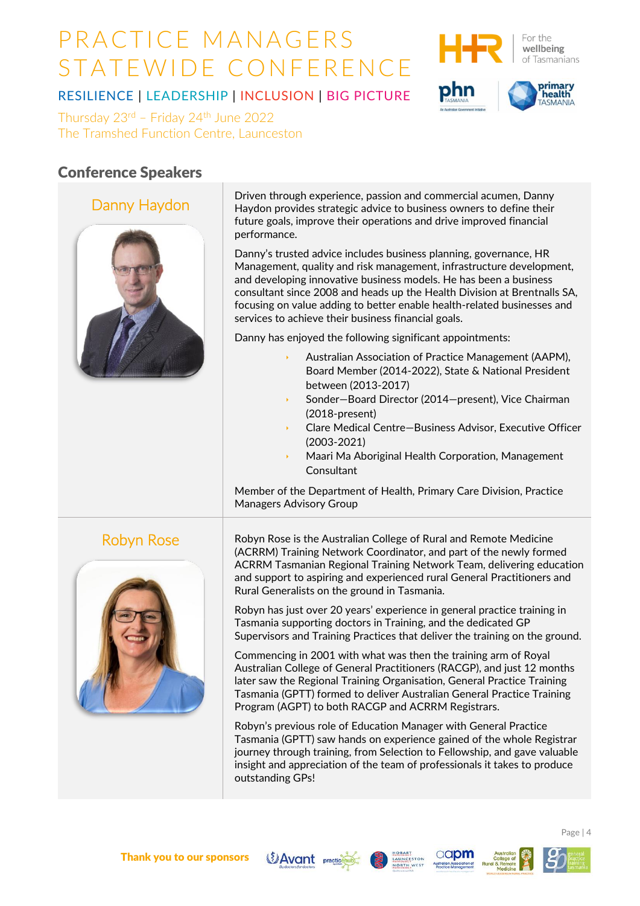# PRACTICE MANAGERS STATEWIDE CONFERENCE

RESILIENCE | LEADERSHIP | INCLUSION | BIG PICTURE

Thursday 23rd – Friday 24th June 2022
The Tramshed Function Centre, Launceston

## Conference Speakers

### Danny Haydon

Driven through experience, passion and commercial acumen, Danny Haydon provides strategic advice to business owners to define their future goals, improve their operations and drive improved financial performance.

Danny's trusted advice includes business planning, governance, HR Management, quality and risk management, infrastructure development, and developing innovative business models. He has been a business consultant since 2008 and heads up the Health Division at Brentnalls SA, focusing on value adding to better enable health-related businesses and services to achieve their business financial goals.

Danny has enjoyed the following significant appointments:

- Australian Association of Practice Management (AAPM), Board Member (2014-2022), State & National President between (2013-2017)
- Sonder—Board Director (2014—present), Vice Chairman (2018-present)
- Clare Medical Centre—Business Advisor, Executive Officer (2003-2021)
- Maari Ma Aboriginal Health Corporation, Management Consultant

Member of the Department of Health, Primary Care Division, Practice Managers Advisory Group

### Robyn Rose

Robyn Rose is the Australian College of Rural and Remote Medicine (ACRRM) Training Network Coordinator, and part of the newly formed ACRRM Tasmanian Regional Training Network Team, delivering education and support to aspiring and experienced rural General Practitioners and Rural Generalists on the ground in Tasmania.

Robyn has just over 20 years' experience in general practice training in Tasmania supporting doctors in Training, and the dedicated GP Supervisors and Training Practices that deliver the training on the ground.

Commencing in 2001 with what was then the training arm of Royal Australian College of General Practitioners (RACGP), and just 12 months later saw the Regional Training Organisation, General Practice Training Tasmania (GPTT) formed to deliver Australian General Practice Training Program (AGPT) to both RACGP and ACRRM Registrars.

Robyn's previous role of Education Manager with General Practice Tasmania (GPTT) saw hands on experience gained of the whole Registrar journey through training, from Selection to Fellowship, and gave valuable insight and appreciation of the team of professionals it takes to produce outstanding GPs!

Thank you to our sponsors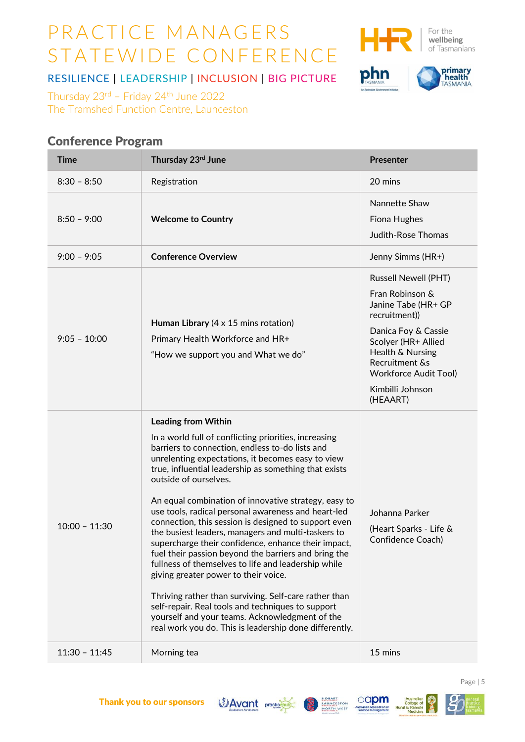# PRACTICE MANAGERS STATEWIDE CONFERENCE

RESILIENCE | LEADERSHIP | INCLUSION | BIG PICTURE

Thursday 23rd – Friday 24th June 2022
The Tramshed Function Centre, Launceston

## Conference Program

| Time | Thursday 23rd June | Presenter |
|---|---|---|
| 8:30 – 8:50 | Registration | 20 mins |
| 8:50 – 9:00 | **Welcome to Country** | Nannette Shaw<br>Fiona Hughes<br>Judith-Rose Thomas |
| 9:00 – 9:05 | **Conference Overview** | Jenny Simms (HR+) |
| 9:05 – 10:00 | **Human Library** (4 x 15 mins rotation)<br>Primary Health Workforce and HR+<br>"How we support you and What we do" | Russell Newell (PHT)<br>Fran Robinson & Janine Tabe (HR+ GP recruitment))<br>Danica Foy & Cassie Scolyer (HR+ Allied Health & Nursing Recruitment && Workforce Audit Tool)<br>Kimbilli Johnson (HEAART) |
| 10:00 – 11:30 | **Leading from Within**<br>In a world full of conflicting priorities, increasing barriers to connection, endless to-do lists and unrelenting expectations, it becomes easy to view true, influential leadership as something that exists outside of ourselves.<br><br>An equal combination of innovative strategy, easy to use tools, radical personal awareness and heart-led connection, this session is designed to support even the busiest leaders, managers and multi-taskers to supercharge their confidence, enhance their impact, fuel their passion beyond the barriers and bring the fullness of themselves to life and leadership while giving greater power to their voice.<br><br>Thriving rather than surviving. Self-care rather than self-repair. Real tools and techniques to support yourself and your teams. Acknowledgment of the real work you do. This is leadership done differently. | Johanna Parker<br>(Heart Sparks - Life & Confidence Coach) |
| 11:30 – 11:45 | Morning tea | 15 mins |

Thank you to our sponsors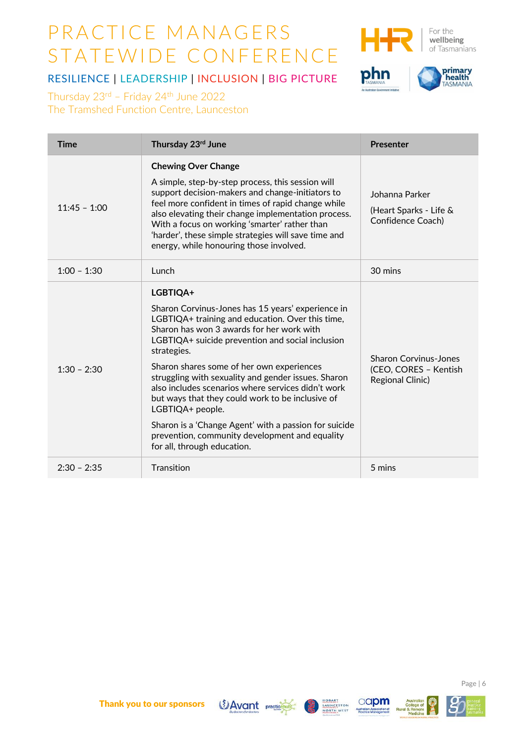# PRACTICE MANAGERS STATEWIDE CONFERENCE

RESILIENCE | LEADERSHIP | INCLUSION | BIG PICTURE

Thursday 23rd – Friday 24th June 2022
The Tramshed Function Centre, Launceston

| Time | Thursday 23rd June | Presenter |
|---|---|---|
| 11:45 – 1:00 | **Chewing Over Change**<br><br>A simple, step-by-step process, this session will support decision-makers and change-initiators to feel more confident in times of rapid change while also elevating their change implementation process. With a focus on working 'smarter' rather than 'harder', these simple strategies will save time and energy, while honouring those involved. | Johanna Parker<br><br>(Heart Sparks - Life & Confidence Coach) |
| 1:00 – 1:30 | Lunch | 30 mins |
| 1:30 – 2:30 | **LGBTIQA+**<br><br>Sharon Corvinus-Jones has 15 years' experience in LGBTIQA+ training and education. Over this time, Sharon has won 3 awards for her work with LGBTIQA+ suicide prevention and social inclusion strategies.<br><br>Sharon shares some of her own experiences struggling with sexuality and gender issues. Sharon also includes scenarios where services didn't work but ways that they could work to be inclusive of LGBTIQA+ people.<br><br>Sharon is a 'Change Agent' with a passion for suicide prevention, community development and equality for all, through education. | Sharon Corvinus-Jones (CEO, CORES – Kentish Regional Clinic) |
| 2:30 – 2:35 | Transition | 5 mins |

Thank you to our sponsors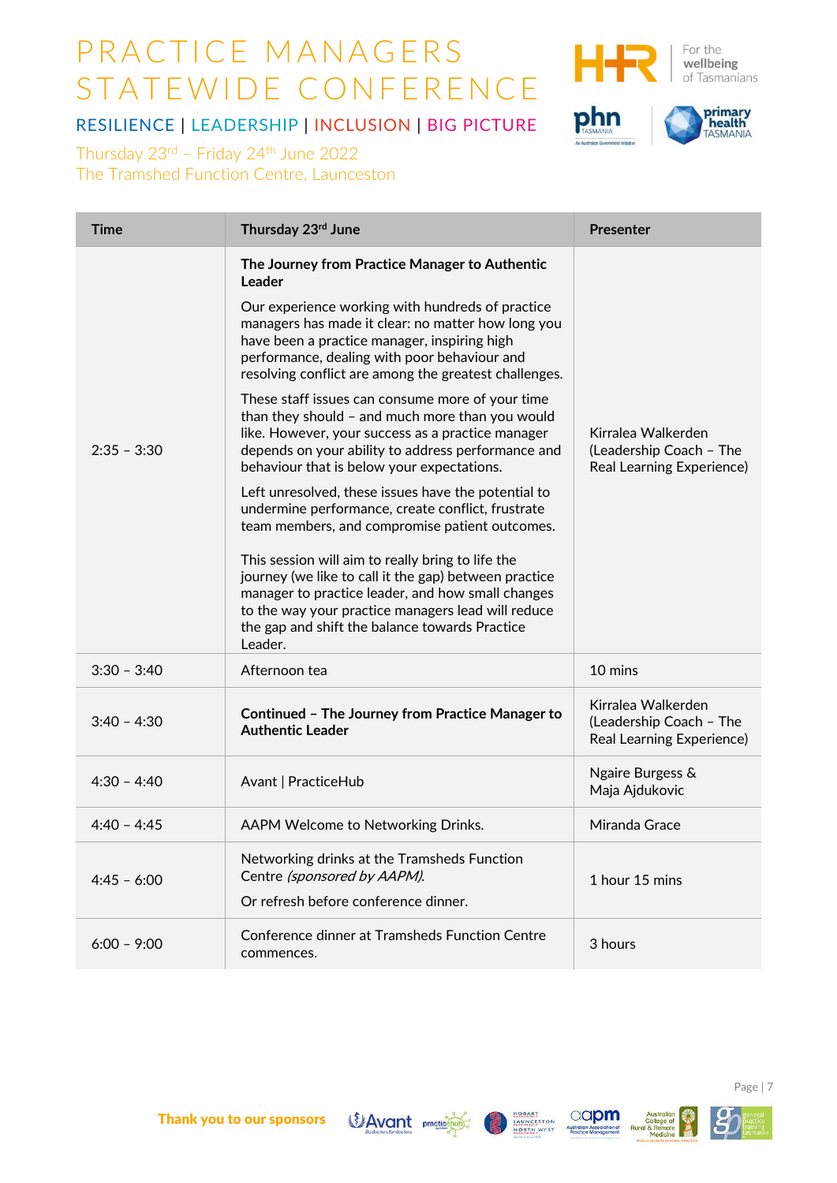# PRACTICE MANAGERS STATEWIDE CONFERENCE

RESILIENCE | LEADERSHIP | INCLUSION | BIG PICTURE

Thursday 23rd – Friday 24th June 2022
The Tramshed Function Centre, Launceston

| Time | Thursday 23rd June | Presenter |
|---|---|---|
| 2:35 – 3:30 | **The Journey from Practice Manager to Authentic Leader**<br><br>Our experience working with hundreds of practice managers has made it clear: no matter how long you have been a practice manager, inspiring high performance, dealing with poor behaviour and resolving conflict are among the greatest challenges.<br><br>These staff issues can consume more of your time than they should – and much more than you would like. However, your success as a practice manager depends on your ability to address performance and behaviour that is below your expectations.<br><br>Left unresolved, these issues have the potential to undermine performance, create conflict, frustrate team members, and compromise patient outcomes.<br><br>This session will aim to really bring to life the journey (we like to call it the gap) between practice manager to practice leader, and how small changes to the way your practice managers lead will reduce the gap and shift the balance towards Practice Leader. | Kirralea Walkerden (Leadership Coach – The Real Learning Experience) |
| 3:30 – 3:40 | Afternoon tea | 10 mins |
| 3:40 – 4:30 | **Continued – The Journey from Practice Manager to Authentic Leader** | Kirralea Walkerden (Leadership Coach – The Real Learning Experience) |
| 4:30 – 4:40 | Avant \| PracticeHub | Ngaire Burgess & Maja Ajdukovic |
| 4:40 – 4:45 | AAPM Welcome to Networking Drinks. | Miranda Grace |
| 4:45 – 6:00 | Networking drinks at the Tramsheds Function Centre *(sponsored by AAPM).*<br><br>Or refresh before conference dinner. | 1 hour 15 mins |
| 6:00 – 9:00 | Conference dinner at Tramsheds Function Centre commences. | 3 hours |

Thank you to our sponsors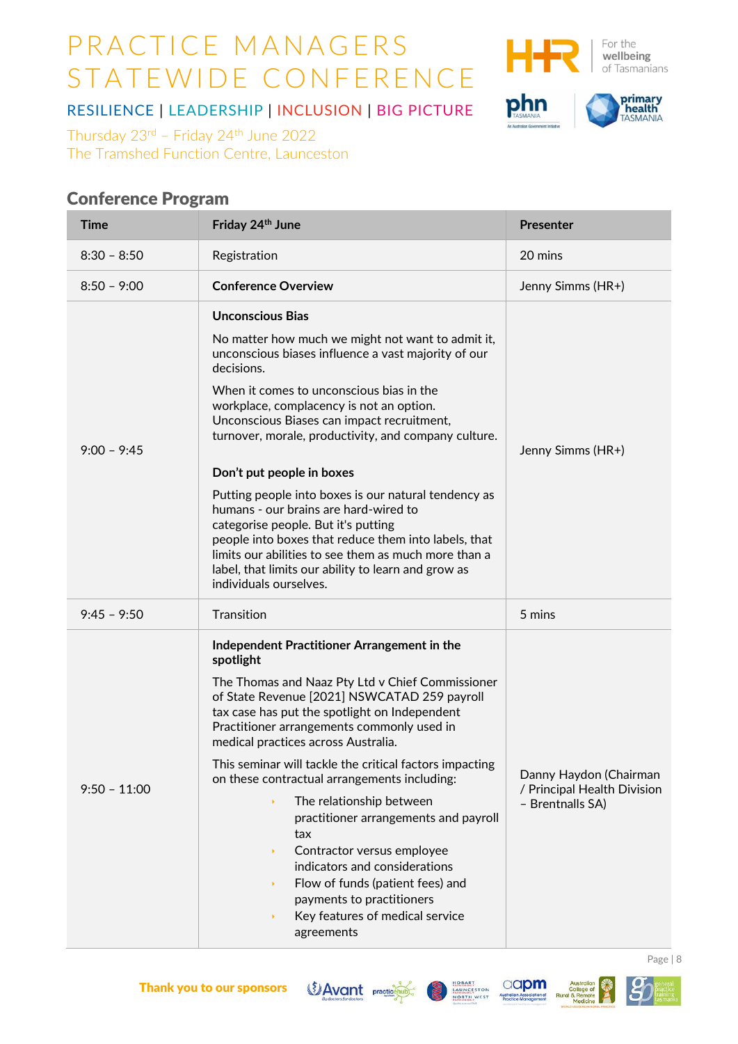# PRACTICE MANAGERS STATEWIDE CONFERENCE

RESILIENCE | LEADERSHIP | INCLUSION | BIG PICTURE

Thursday 23rd – Friday 24th June 2022
The Tramshed Function Centre, Launceston

## Conference Program

| Time | Friday 24th June | Presenter |
|---|---|---|
| 8:30 – 8:50 | Registration | 20 mins |
| 8:50 – 9:00 | **Conference Overview** | Jenny Simms (HR+) |
| 9:00 – 9:45 | **Unconscious Bias**<br><br>No matter how much we might not want to admit it, unconscious biases influence a vast majority of our decisions.<br><br>When it comes to unconscious bias in the workplace, complacency is not an option. Unconscious Biases can impact recruitment, turnover, morale, productivity, and company culture.<br><br>**Don't put people in boxes**<br><br>Putting people into boxes is our natural tendency as humans - our brains are hard-wired to categorise people. But it's putting people into boxes that reduce them into labels, that limits our abilities to see them as much more than a label, that limits our ability to learn and grow as individuals ourselves. | Jenny Simms (HR+) |
| 9:45 – 9:50 | Transition | 5 mins |
| 9:50 – 11:00 | **Independent Practitioner Arrangement in the spotlight**<br><br>The Thomas and Naaz Pty Ltd v Chief Commissioner of State Revenue [2021] NSWCATAD 259 payroll tax case has put the spotlight on Independent Practitioner arrangements commonly used in medical practices across Australia.<br><br>This seminar will tackle the critical factors impacting on these contractual arrangements including:<br>• The relationship between practitioner arrangements and payroll tax<br>• Contractor versus employee indicators and considerations<br>• Flow of funds (patient fees) and payments to practitioners<br>• Key features of medical service agreements | Danny Haydon (Chairman / Principal Health Division – Brentnalls SA) |

Thank you to our sponsors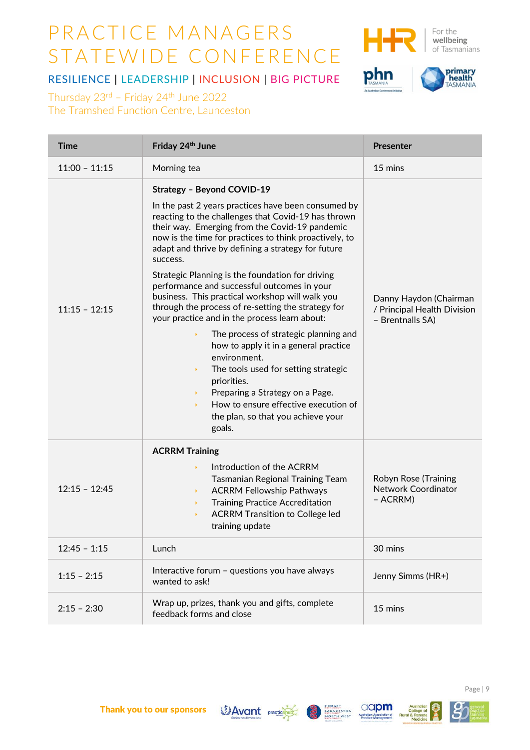# PRACTICE MANAGERS STATEWIDE CONFERENCE

RESILIENCE | LEADERSHIP | INCLUSION | BIG PICTURE

Thursday 23rd – Friday 24th June 2022
The Tramshed Function Centre, Launceston

| Time | Friday 24th June | Presenter |
|---|---|---|
| 11:00 – 11:15 | Morning tea | 15 mins |
| 11:15 – 12:15 | **Strategy – Beyond COVID-19**<br><br>In the past 2 years practices have been consumed by reacting to the challenges that Covid-19 has thrown their way. Emerging from the Covid-19 pandemic now is the time for practices to think proactively, to adapt and thrive by defining a strategy for future success.<br><br>Strategic Planning is the foundation for driving performance and successful outcomes in your business. This practical workshop will walk you through the process of re-setting the strategy for your practice and in the process learn about:<br>- The process of strategic planning and how to apply it in a general practice environment.<br>- The tools used for setting strategic priorities.<br>- Preparing a Strategy on a Page.<br>- How to ensure effective execution of the plan, so that you achieve your goals. | Danny Haydon (Chairman / Principal Health Division – Brentnalls SA) |
| 12:15 – 12:45 | **ACRRM Training**<br>- Introduction of the ACRRM Tasmanian Regional Training Team<br>- ACRRM Fellowship Pathways<br>- Training Practice Accreditation<br>- ACRRM Transition to College led training update | Robyn Rose (Training Network Coordinator – ACRRM) |
| 12:45 – 1:15 | Lunch | 30 mins |
| 1:15 – 2:15 | Interactive forum – questions you have always wanted to ask! | Jenny Simms (HR+) |
| 2:15 – 2:30 | Wrap up, prizes, thank you and gifts, complete feedback forms and close | 15 mins |

Thank you to our sponsors